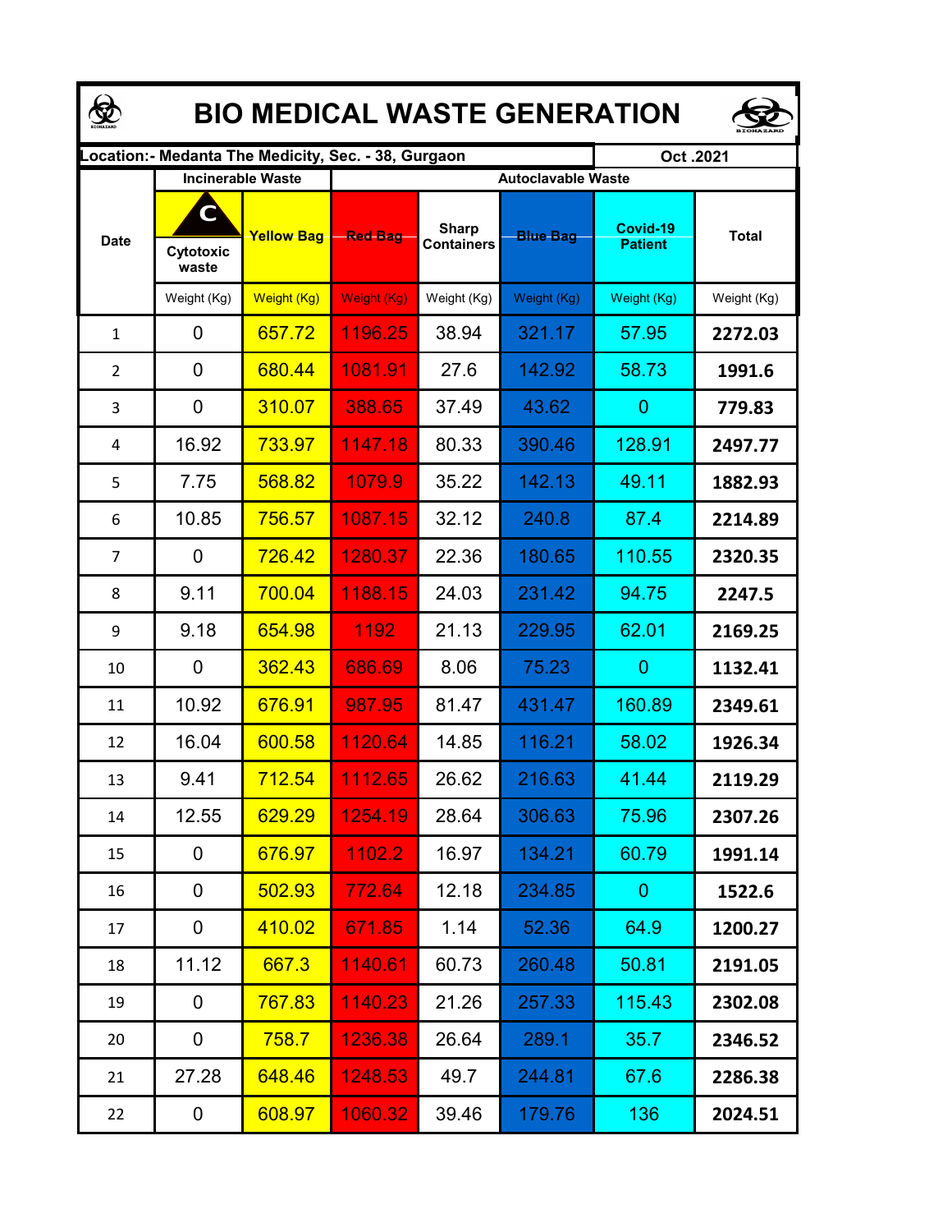# BIO MEDICAL WASTE GENERATION

| Location:- Medanta The Medicity, Sec. - 38, Gurgaon | | | | | | | Oct .2021 |
|---|---|---|---|---|---|---|---|
| Date | Incinerable Waste | | Autoclavable Waste | | | | |
| | C Cytotoxic waste | Yellow Bag | Red Bag | Sharp Containers | Blue Bag | Covid-19 Patient | Total |
| | Weight (Kg) | Weight (Kg) | Weight (Kg) | Weight (Kg) | Weight (Kg) | Weight (Kg) | Weight (Kg) |
| 1 | 0 | 657.72 | 1196.25 | 38.94 | 321.17 | 57.95 | **2272.03** |
| 2 | 0 | 680.44 | 1081.91 | 27.6 | 142.92 | 58.73 | **1991.6** |
| 3 | 0 | 310.07 | 388.65 | 37.49 | 43.62 | 0 | **779.83** |
| 4 | 16.92 | 733.97 | 1147.18 | 80.33 | 390.46 | 128.91 | **2497.77** |
| 5 | 7.75 | 568.82 | 1079.9 | 35.22 | 142.13 | 49.11 | **1882.93** |
| 6 | 10.85 | 756.57 | 1087.15 | 32.12 | 240.8 | 87.4 | **2214.89** |
| 7 | 0 | 726.42 | 1280.37 | 22.36 | 180.65 | 110.55 | **2320.35** |
| 8 | 9.11 | 700.04 | 1188.15 | 24.03 | 231.42 | 94.75 | **2247.5** |
| 9 | 9.18 | 654.98 | 1192 | 21.13 | 229.95 | 62.01 | **2169.25** |
| 10 | 0 | 362.43 | 686.69 | 8.06 | 75.23 | 0 | **1132.41** |
| 11 | 10.92 | 676.91 | 987.95 | 81.47 | 431.47 | 160.89 | **2349.61** |
| 12 | 16.04 | 600.58 | 1120.64 | 14.85 | 116.21 | 58.02 | **1926.34** |
| 13 | 9.41 | 712.54 | 1112.65 | 26.62 | 216.63 | 41.44 | **2119.29** |
| 14 | 12.55 | 629.29 | 1254.19 | 28.64 | 306.63 | 75.96 | **2307.26** |
| 15 | 0 | 676.97 | 1102.2 | 16.97 | 134.21 | 60.79 | **1991.14** |
| 16 | 0 | 502.93 | 772.64 | 12.18 | 234.85 | 0 | **1522.6** |
| 17 | 0 | 410.02 | 671.85 | 1.14 | 52.36 | 64.9 | **1200.27** |
| 18 | 11.12 | 667.3 | 1140.61 | 60.73 | 260.48 | 50.81 | **2191.05** |
| 19 | 0 | 767.83 | 1140.23 | 21.26 | 257.33 | 115.43 | **2302.08** |
| 20 | 0 | 758.7 | 1236.38 | 26.64 | 289.1 | 35.7 | **2346.52** |
| 21 | 27.28 | 648.46 | 1248.53 | 49.7 | 244.81 | 67.6 | **2286.38** |
| 22 | 0 | 608.97 | 1060.32 | 39.46 | 179.76 | 136 | **2024.51** |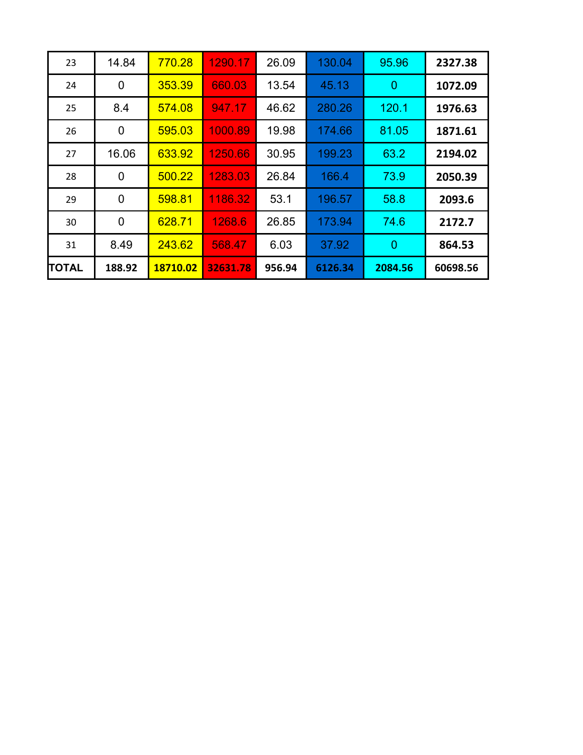| 23 | 14.84 | 770.28 | 1290.17 | 26.09 | 130.04 | 95.96 | **2327.38** |
|---|---|---|---|---|---|---|---|
| 24 | 0 | 353.39 | 660.03 | 13.54 | 45.13 | 0 | **1072.09** |
| 25 | 8.4 | 574.08 | 947.17 | 46.62 | 280.26 | 120.1 | **1976.63** |
| 26 | 0 | 595.03 | 1000.89 | 19.98 | 174.66 | 81.05 | **1871.61** |
| 27 | 16.06 | 633.92 | 1250.66 | 30.95 | 199.23 | 63.2 | **2194.02** |
| 28 | 0 | 500.22 | 1283.03 | 26.84 | 166.4 | 73.9 | **2050.39** |
| 29 | 0 | 598.81 | 1186.32 | 53.1 | 196.57 | 58.8 | **2093.6** |
| 30 | 0 | 628.71 | 1268.6 | 26.85 | 173.94 | 74.6 | **2172.7** |
| 31 | 8.49 | 243.62 | 568.47 | 6.03 | 37.92 | 0 | **864.53** |
| **TOTAL** | **188.92** | **18710.02** | **32631.78** | **956.94** | **6126.34** | **2084.56** | 60698.56 |